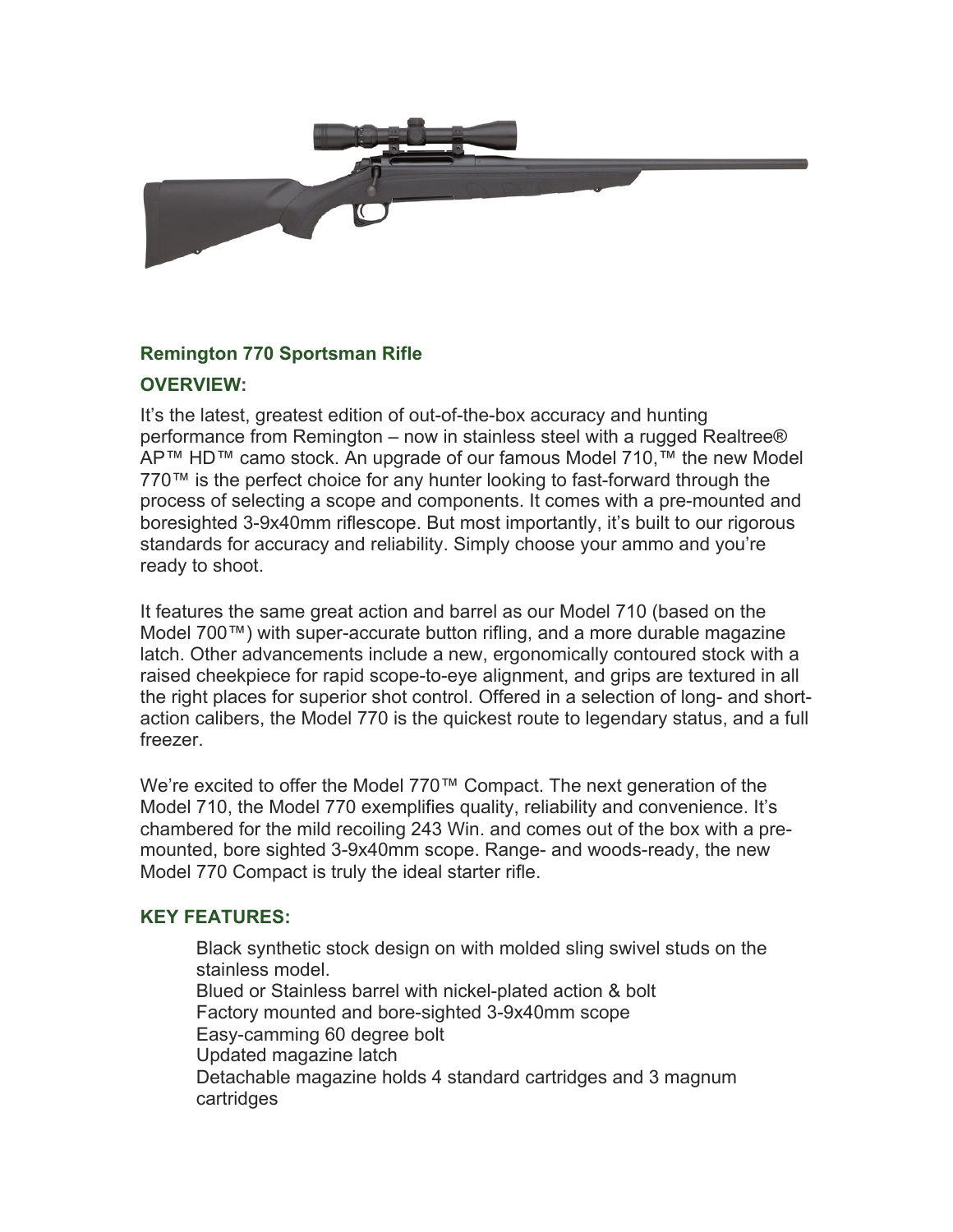## Remington 770 Sportsman Rifle

### OVERVIEW:

It's the latest, greatest edition of out-of-the-box accuracy and hunting performance from Remington – now in stainless steel with a rugged Realtree® AP™ HD™ camo stock. An upgrade of our famous Model 710,™ the new Model 770™ is the perfect choice for any hunter looking to fast-forward through the process of selecting a scope and components. It comes with a pre-mounted and boresighted 3-9x40mm riflescope. But most importantly, it's built to our rigorous standards for accuracy and reliability. Simply choose your ammo and you're ready to shoot.

It features the same great action and barrel as our Model 710 (based on the Model 700™) with super-accurate button rifling, and a more durable magazine latch. Other advancements include a new, ergonomically contoured stock with a raised cheekpiece for rapid scope-to-eye alignment, and grips are textured in all the right places for superior shot control. Offered in a selection of long- and short-action calibers, the Model 770 is the quickest route to legendary status, and a full freezer.

We're excited to offer the Model 770™ Compact. The next generation of the Model 710, the Model 770 exemplifies quality, reliability and convenience. It's chambered for the mild recoiling 243 Win. and comes out of the box with a pre-mounted, bore sighted 3-9x40mm scope. Range- and woods-ready, the new Model 770 Compact is truly the ideal starter rifle.

### KEY FEATURES:

- Black synthetic stock design on with molded sling swivel studs on the stainless model.
- Blued or Stainless barrel with nickel-plated action & bolt
- Factory mounted and bore-sighted 3-9x40mm scope
- Easy-camming 60 degree bolt
- Updated magazine latch
- Detachable magazine holds 4 standard cartridges and 3 magnum cartridges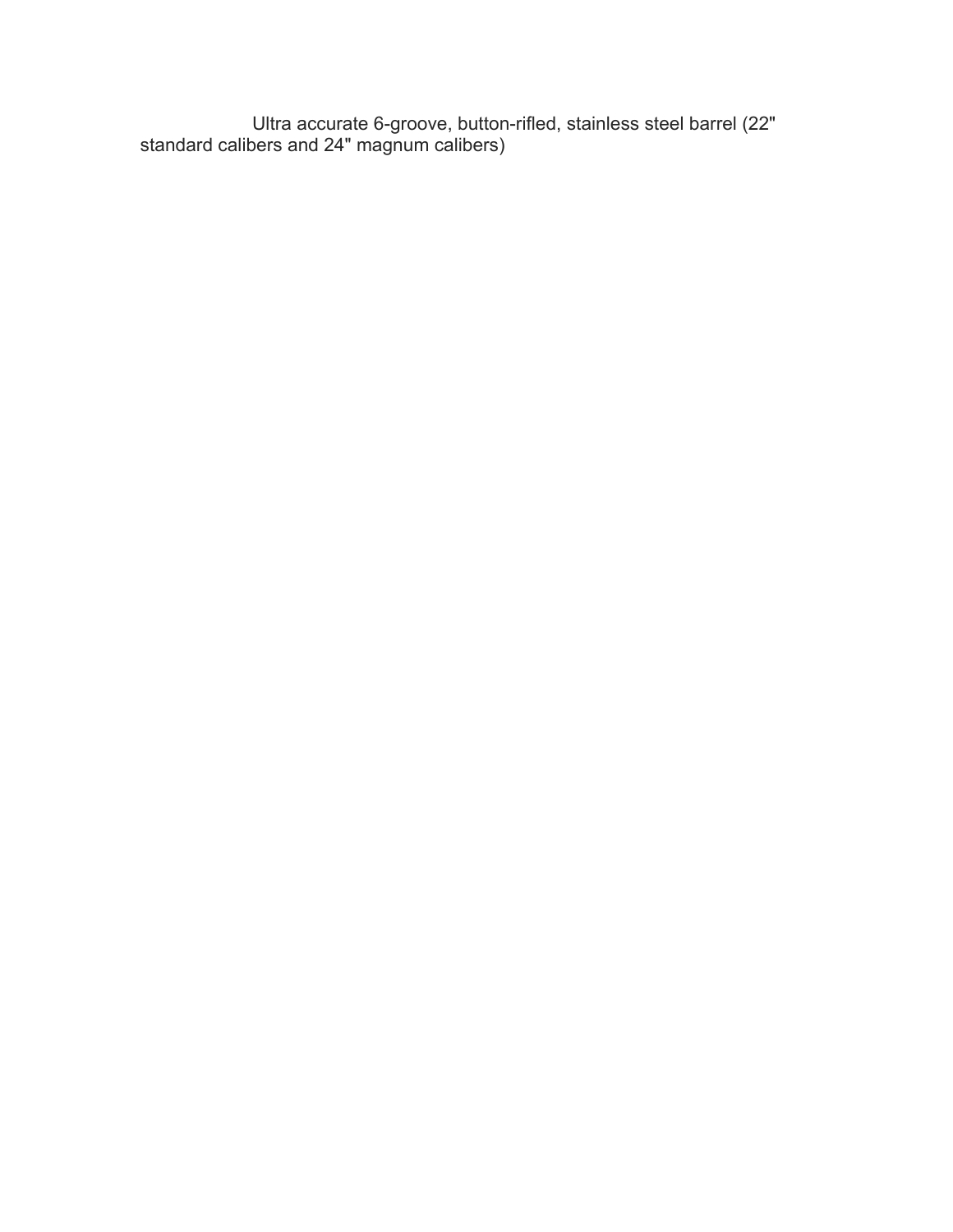Ultra accurate 6-groove, button-rifled, stainless steel barrel (22" standard calibers and 24" magnum calibers)